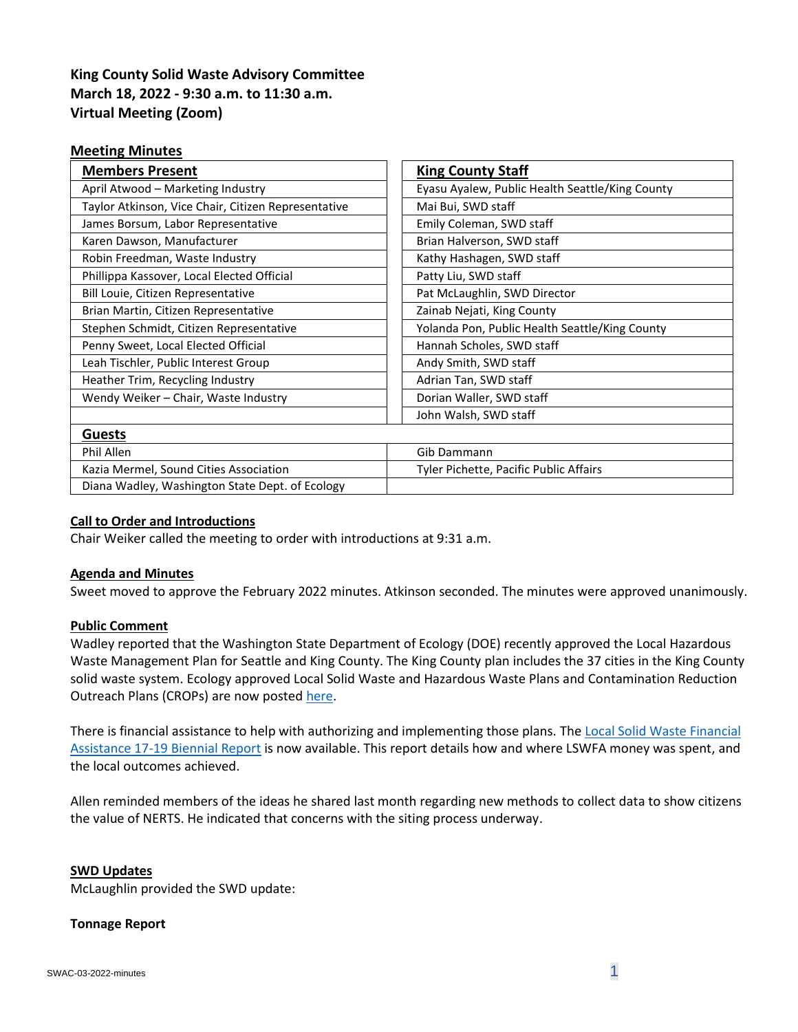**King County Solid Waste Advisory Committee**
**March 18, 2022 - 9:30 a.m. to 11:30 a.m.**
**Virtual Meeting (Zoom)**

## Meeting Minutes

| Members Present | King County Staff |
|---|---|
| April Atwood – Marketing Industry | Eyasu Ayalew, Public Health Seattle/King County |
| Taylor Atkinson, Vice Chair, Citizen Representative | Mai Bui, SWD staff |
| James Borsum, Labor Representative | Emily Coleman, SWD staff |
| Karen Dawson, Manufacturer | Brian Halverson, SWD staff |
| Robin Freedman, Waste Industry | Kathy Hashagen, SWD staff |
| Phillippa Kassover, Local Elected Official | Patty Liu, SWD staff |
| Bill Louie, Citizen Representative | Pat McLaughlin, SWD Director |
| Brian Martin, Citizen Representative | Zainab Nejati, King County |
| Stephen Schmidt, Citizen Representative | Yolanda Pon, Public Health Seattle/King County |
| Penny Sweet, Local Elected Official | Hannah Scholes, SWD staff |
| Leah Tischler, Public Interest Group | Andy Smith, SWD staff |
| Heather Trim, Recycling Industry | Adrian Tan, SWD staff |
| Wendy Weiker – Chair, Waste Industry | Dorian Waller, SWD staff |
| | John Walsh, SWD staff |

| Guests | |
|---|---|
| Phil Allen | Gib Dammann |
| Kazia Mermel, Sound Cities Association | Tyler Pichette, Pacific Public Affairs |
| Diana Wadley, Washington State Dept. of Ecology | |

### Call to Order and Introductions

Chair Weiker called the meeting to order with introductions at 9:31 a.m.

### Agenda and Minutes

Sweet moved to approve the February 2022 minutes. Atkinson seconded. The minutes were approved unanimously.

### Public Comment

Wadley reported that the Washington State Department of Ecology (DOE) recently approved the Local Hazardous Waste Management Plan for Seattle and King County. The King County plan includes the 37 cities in the King County solid waste system. Ecology approved Local Solid Waste and Hazardous Waste Plans and Contamination Reduction Outreach Plans (CROPs) are now posted here.

There is financial assistance to help with authorizing and implementing those plans. The Local Solid Waste Financial Assistance 17-19 Biennial Report is now available. This report details how and where LSWFA money was spent, and the local outcomes achieved.

Allen reminded members of the ideas he shared last month regarding new methods to collect data to show citizens the value of NERTS. He indicated that concerns with the siting process underway.

### SWD Updates

McLaughlin provided the SWD update:

**Tonnage Report**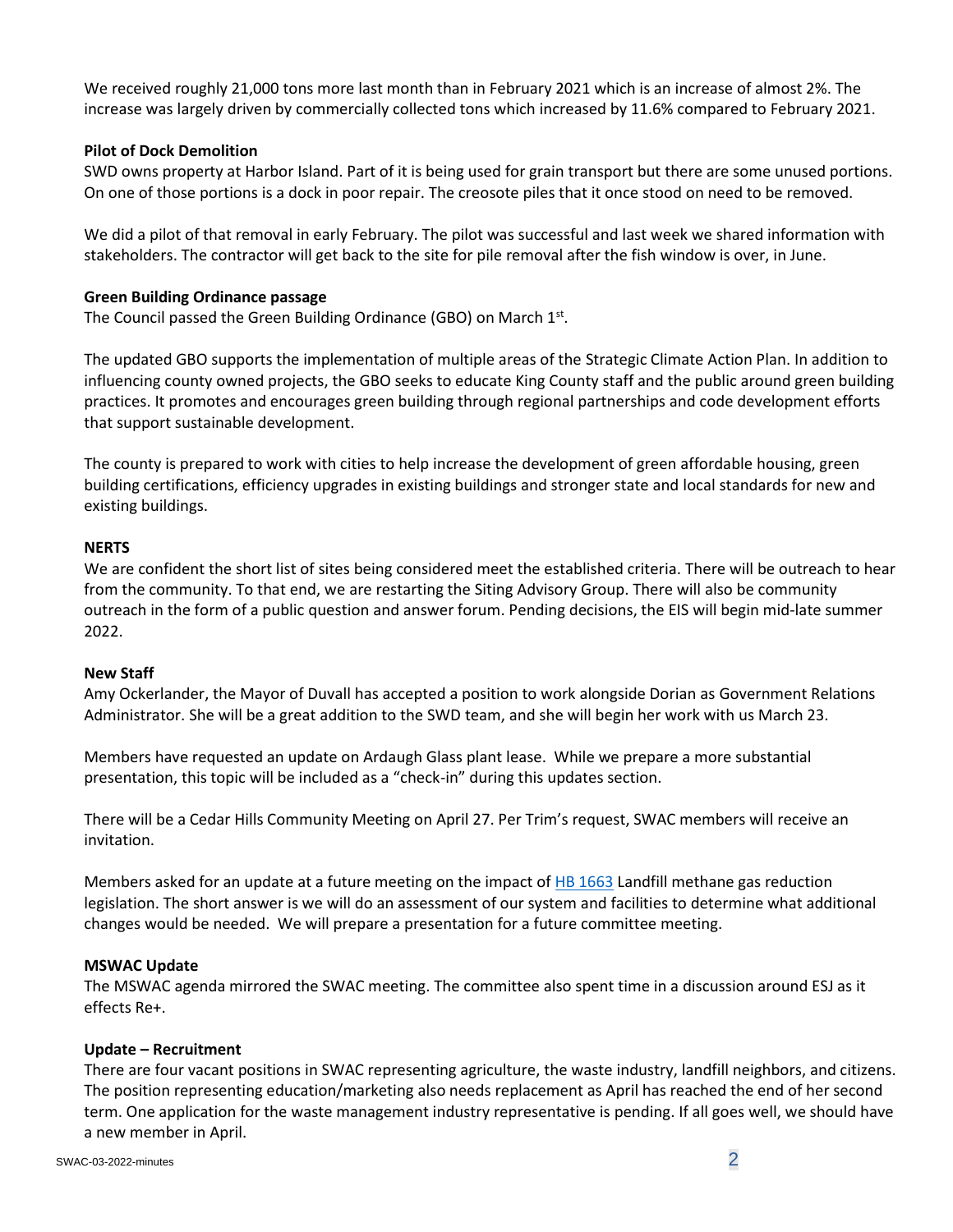We received roughly 21,000 tons more last month than in February 2021 which is an increase of almost 2%. The increase was largely driven by commercially collected tons which increased by 11.6% compared to February 2021.

**Pilot of Dock Demolition**

SWD owns property at Harbor Island. Part of it is being used for grain transport but there are some unused portions. On one of those portions is a dock in poor repair. The creosote piles that it once stood on need to be removed.

We did a pilot of that removal in early February. The pilot was successful and last week we shared information with stakeholders. The contractor will get back to the site for pile removal after the fish window is over, in June.

**Green Building Ordinance passage**

The Council passed the Green Building Ordinance (GBO) on March 1st.

The updated GBO supports the implementation of multiple areas of the Strategic Climate Action Plan. In addition to influencing county owned projects, the GBO seeks to educate King County staff and the public around green building practices. It promotes and encourages green building through regional partnerships and code development efforts that support sustainable development.

The county is prepared to work with cities to help increase the development of green affordable housing, green building certifications, efficiency upgrades in existing buildings and stronger state and local standards for new and existing buildings.

**NERTS**

We are confident the short list of sites being considered meet the established criteria. There will be outreach to hear from the community. To that end, we are restarting the Siting Advisory Group. There will also be community outreach in the form of a public question and answer forum. Pending decisions, the EIS will begin mid-late summer 2022.

**New Staff**

Amy Ockerlander, the Mayor of Duvall has accepted a position to work alongside Dorian as Government Relations Administrator. She will be a great addition to the SWD team, and she will begin her work with us March 23.

Members have requested an update on Ardaugh Glass plant lease. While we prepare a more substantial presentation, this topic will be included as a "check-in" during this updates section.

There will be a Cedar Hills Community Meeting on April 27. Per Trim's request, SWAC members will receive an invitation.

Members asked for an update at a future meeting on the impact of HB 1663 Landfill methane gas reduction legislation. The short answer is we will do an assessment of our system and facilities to determine what additional changes would be needed. We will prepare a presentation for a future committee meeting.

**MSWAC Update**

The MSWAC agenda mirrored the SWAC meeting. The committee also spent time in a discussion around ESJ as it effects Re+.

**Update – Recruitment**

There are four vacant positions in SWAC representing agriculture, the waste industry, landfill neighbors, and citizens. The position representing education/marketing also needs replacement as April has reached the end of her second term. One application for the waste management industry representative is pending. If all goes well, we should have a new member in April.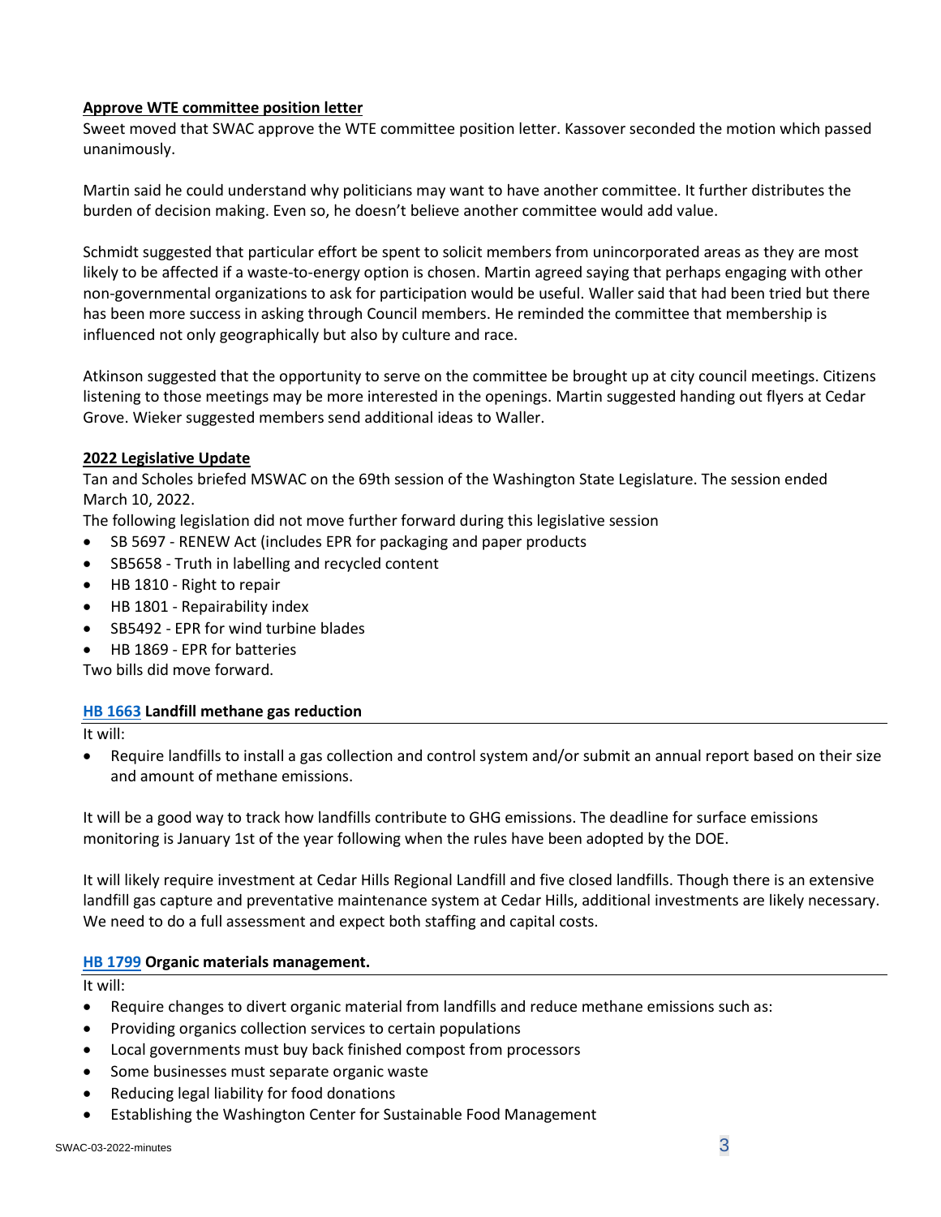**Approve WTE committee position letter**

Sweet moved that SWAC approve the WTE committee position letter. Kassover seconded the motion which passed unanimously.

Martin said he could understand why politicians may want to have another committee. It further distributes the burden of decision making. Even so, he doesn't believe another committee would add value.

Schmidt suggested that particular effort be spent to solicit members from unincorporated areas as they are most likely to be affected if a waste-to-energy option is chosen. Martin agreed saying that perhaps engaging with other non-governmental organizations to ask for participation would be useful. Waller said that had been tried but there has been more success in asking through Council members. He reminded the committee that membership is influenced not only geographically but also by culture and race.

Atkinson suggested that the opportunity to serve on the committee be brought up at city council meetings. Citizens listening to those meetings may be more interested in the openings. Martin suggested handing out flyers at Cedar Grove. Wieker suggested members send additional ideas to Waller.

**2022 Legislative Update**

Tan and Scholes briefed MSWAC on the 69th session of the Washington State Legislature. The session ended March 10, 2022.

The following legislation did not move further forward during this legislative session

- SB 5697 - RENEW Act (includes EPR for packaging and paper products
- SB5658 - Truth in labelling and recycled content
- HB 1810 - Right to repair
- HB 1801 - Repairability index
- SB5492 - EPR for wind turbine blades
- HB 1869 - EPR for batteries

Two bills did move forward.

**HB 1663 Landfill methane gas reduction**

It will:

- Require landfills to install a gas collection and control system and/or submit an annual report based on their size and amount of methane emissions.

It will be a good way to track how landfills contribute to GHG emissions. The deadline for surface emissions monitoring is January 1st of the year following when the rules have been adopted by the DOE.

It will likely require investment at Cedar Hills Regional Landfill and five closed landfills. Though there is an extensive landfill gas capture and preventative maintenance system at Cedar Hills, additional investments are likely necessary. We need to do a full assessment and expect both staffing and capital costs.

**HB 1799 Organic materials management.**

It will:

- Require changes to divert organic material from landfills and reduce methane emissions such as:
- Providing organics collection services to certain populations
- Local governments must buy back finished compost from processors
- Some businesses must separate organic waste
- Reducing legal liability for food donations
- Establishing the Washington Center for Sustainable Food Management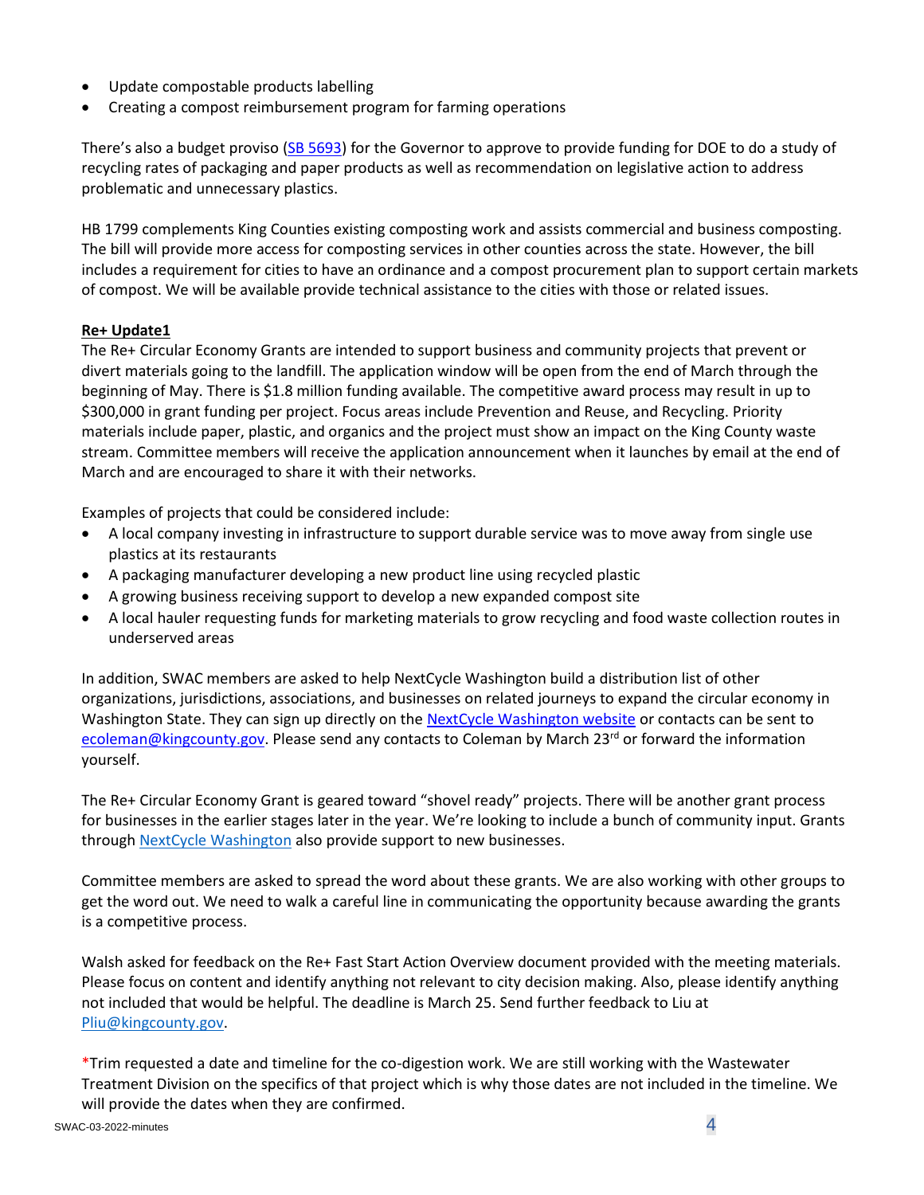- Update compostable products labelling
- Creating a compost reimbursement program for farming operations

There's also a budget proviso (SB 5693) for the Governor to approve to provide funding for DOE to do a study of recycling rates of packaging and paper products as well as recommendation on legislative action to address problematic and unnecessary plastics.

HB 1799 complements King Counties existing composting work and assists commercial and business composting. The bill will provide more access for composting services in other counties across the state. However, the bill includes a requirement for cities to have an ordinance and a compost procurement plan to support certain markets of compost. We will be available provide technical assistance to the cities with those or related issues.

**Re+ Update1**

The Re+ Circular Economy Grants are intended to support business and community projects that prevent or divert materials going to the landfill. The application window will be open from the end of March through the beginning of May. There is $1.8 million funding available. The competitive award process may result in up to $300,000 in grant funding per project. Focus areas include Prevention and Reuse, and Recycling. Priority materials include paper, plastic, and organics and the project must show an impact on the King County waste stream. Committee members will receive the application announcement when it launches by email at the end of March and are encouraged to share it with their networks.

Examples of projects that could be considered include:

- A local company investing in infrastructure to support durable service was to move away from single use plastics at its restaurants
- A packaging manufacturer developing a new product line using recycled plastic
- A growing business receiving support to develop a new expanded compost site
- A local hauler requesting funds for marketing materials to grow recycling and food waste collection routes in underserved areas

In addition, SWAC members are asked to help NextCycle Washington build a distribution list of other organizations, jurisdictions, associations, and businesses on related journeys to expand the circular economy in Washington State. They can sign up directly on the NextCycle Washington website or contacts can be sent to ecoleman@kingcounty.gov. Please send any contacts to Coleman by March 23rd or forward the information yourself.

The Re+ Circular Economy Grant is geared toward "shovel ready" projects. There will be another grant process for businesses in the earlier stages later in the year. We're looking to include a bunch of community input. Grants through NextCycle Washington also provide support to new businesses.

Committee members are asked to spread the word about these grants. We are also working with other groups to get the word out. We need to walk a careful line in communicating the opportunity because awarding the grants is a competitive process.

Walsh asked for feedback on the Re+ Fast Start Action Overview document provided with the meeting materials. Please focus on content and identify anything not relevant to city decision making. Also, please identify anything not included that would be helpful. The deadline is March 25. Send further feedback to Liu at Pliu@kingcounty.gov.

*Trim requested a date and timeline for the co-digestion work. We are still working with the Wastewater Treatment Division on the specifics of that project which is why those dates are not included in the timeline. We will provide the dates when they are confirmed.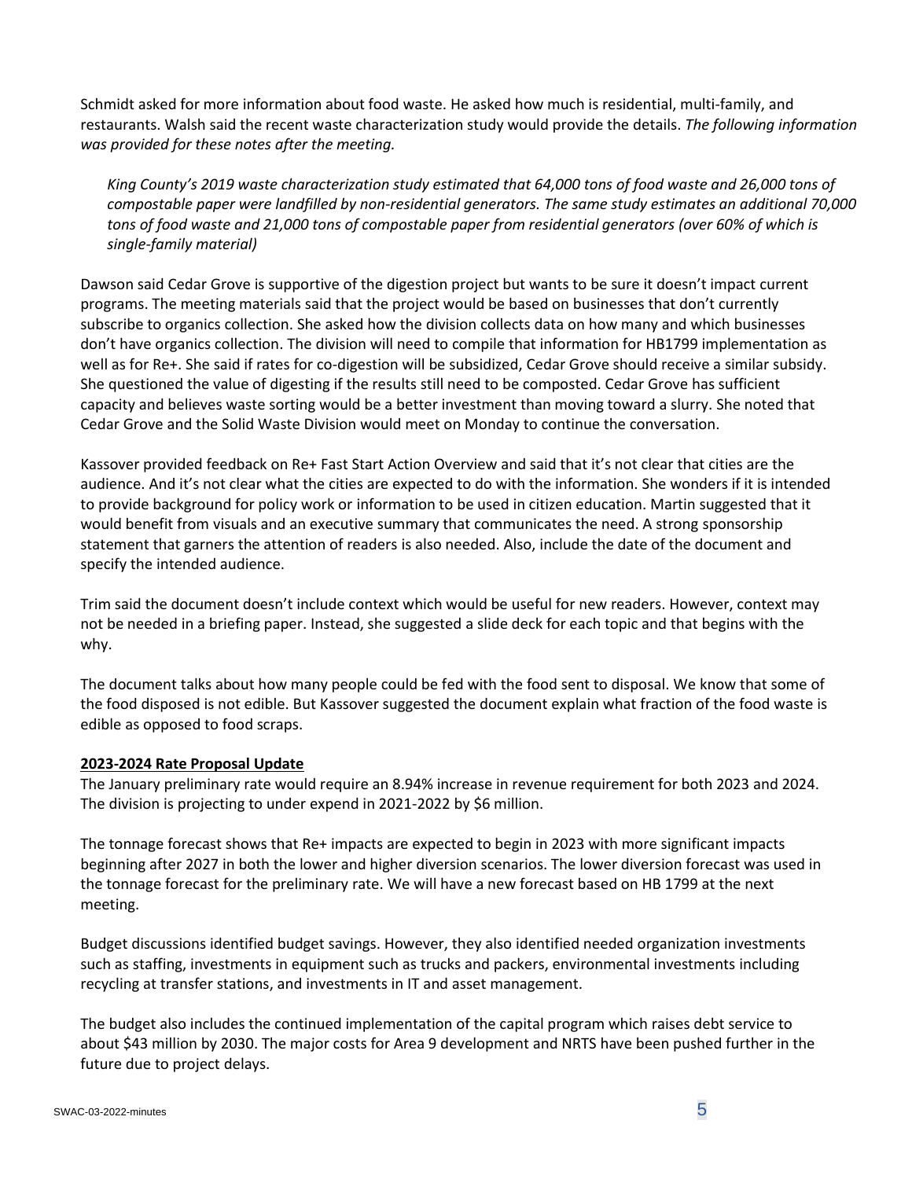Schmidt asked for more information about food waste. He asked how much is residential, multi-family, and restaurants. Walsh said the recent waste characterization study would provide the details. *The following information was provided for these notes after the meeting.*

> *King County's 2019 waste characterization study estimated that 64,000 tons of food waste and 26,000 tons of compostable paper were landfilled by non-residential generators. The same study estimates an additional 70,000 tons of food waste and 21,000 tons of compostable paper from residential generators (over 60% of which is single-family material)*

Dawson said Cedar Grove is supportive of the digestion project but wants to be sure it doesn't impact current programs. The meeting materials said that the project would be based on businesses that don't currently subscribe to organics collection. She asked how the division collects data on how many and which businesses don't have organics collection. The division will need to compile that information for HB1799 implementation as well as for Re+. She said if rates for co-digestion will be subsidized, Cedar Grove should receive a similar subsidy. She questioned the value of digesting if the results still need to be composted. Cedar Grove has sufficient capacity and believes waste sorting would be a better investment than moving toward a slurry. She noted that Cedar Grove and the Solid Waste Division would meet on Monday to continue the conversation.

Kassover provided feedback on Re+ Fast Start Action Overview and said that it's not clear that cities are the audience. And it's not clear what the cities are expected to do with the information. She wonders if it is intended to provide background for policy work or information to be used in citizen education. Martin suggested that it would benefit from visuals and an executive summary that communicates the need. A strong sponsorship statement that garners the attention of readers is also needed. Also, include the date of the document and specify the intended audience.

Trim said the document doesn't include context which would be useful for new readers. However, context may not be needed in a briefing paper. Instead, she suggested a slide deck for each topic and that begins with the why.

The document talks about how many people could be fed with the food sent to disposal. We know that some of the food disposed is not edible. But Kassover suggested the document explain what fraction of the food waste is edible as opposed to food scraps.

**2023-2024 Rate Proposal Update**

The January preliminary rate would require an 8.94% increase in revenue requirement for both 2023 and 2024. The division is projecting to under expend in 2021-2022 by $6 million.

The tonnage forecast shows that Re+ impacts are expected to begin in 2023 with more significant impacts beginning after 2027 in both the lower and higher diversion scenarios. The lower diversion forecast was used in the tonnage forecast for the preliminary rate. We will have a new forecast based on HB 1799 at the next meeting.

Budget discussions identified budget savings. However, they also identified needed organization investments such as staffing, investments in equipment such as trucks and packers, environmental investments including recycling at transfer stations, and investments in IT and asset management.

The budget also includes the continued implementation of the capital program which raises debt service to about $43 million by 2030. The major costs for Area 9 development and NRTS have been pushed further in the future due to project delays.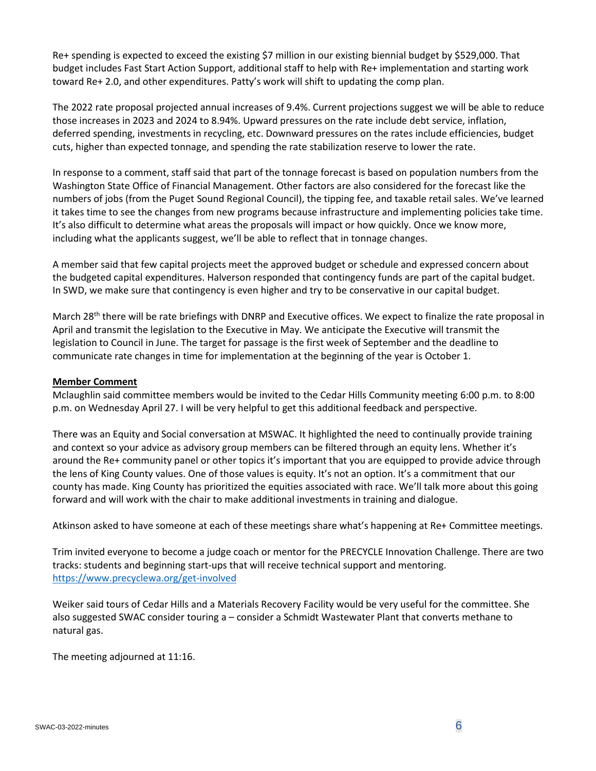Re+ spending is expected to exceed the existing $7 million in our existing biennial budget by $529,000. That budget includes Fast Start Action Support, additional staff to help with Re+ implementation and starting work toward Re+ 2.0, and other expenditures. Patty's work will shift to updating the comp plan.

The 2022 rate proposal projected annual increases of 9.4%. Current projections suggest we will be able to reduce those increases in 2023 and 2024 to 8.94%. Upward pressures on the rate include debt service, inflation, deferred spending, investments in recycling, etc. Downward pressures on the rates include efficiencies, budget cuts, higher than expected tonnage, and spending the rate stabilization reserve to lower the rate.

In response to a comment, staff said that part of the tonnage forecast is based on population numbers from the Washington State Office of Financial Management. Other factors are also considered for the forecast like the numbers of jobs (from the Puget Sound Regional Council), the tipping fee, and taxable retail sales. We've learned it takes time to see the changes from new programs because infrastructure and implementing policies take time. It's also difficult to determine what areas the proposals will impact or how quickly. Once we know more, including what the applicants suggest, we'll be able to reflect that in tonnage changes.

A member said that few capital projects meet the approved budget or schedule and expressed concern about the budgeted capital expenditures. Halverson responded that contingency funds are part of the capital budget. In SWD, we make sure that contingency is even higher and try to be conservative in our capital budget.

March 28th there will be rate briefings with DNRP and Executive offices. We expect to finalize the rate proposal in April and transmit the legislation to the Executive in May. We anticipate the Executive will transmit the legislation to Council in June. The target for passage is the first week of September and the deadline to communicate rate changes in time for implementation at the beginning of the year is October 1.

**Member Comment**

Mclaughlin said committee members would be invited to the Cedar Hills Community meeting 6:00 p.m. to 8:00 p.m. on Wednesday April 27. I will be very helpful to get this additional feedback and perspective.

There was an Equity and Social conversation at MSWAC. It highlighted the need to continually provide training and context so your advice as advisory group members can be filtered through an equity lens. Whether it's around the Re+ community panel or other topics it's important that you are equipped to provide advice through the lens of King County values. One of those values is equity. It's not an option. It's a commitment that our county has made. King County has prioritized the equities associated with race. We'll talk more about this going forward and will work with the chair to make additional investments in training and dialogue.

Atkinson asked to have someone at each of these meetings share what's happening at Re+ Committee meetings.

Trim invited everyone to become a judge coach or mentor for the PRECYCLE Innovation Challenge. There are two tracks: students and beginning start-ups that will receive technical support and mentoring. https://www.precyclewa.org/get-involved

Weiker said tours of Cedar Hills and a Materials Recovery Facility would be very useful for the committee. She also suggested SWAC consider touring a – consider a Schmidt Wastewater Plant that converts methane to natural gas.

The meeting adjourned at 11:16.